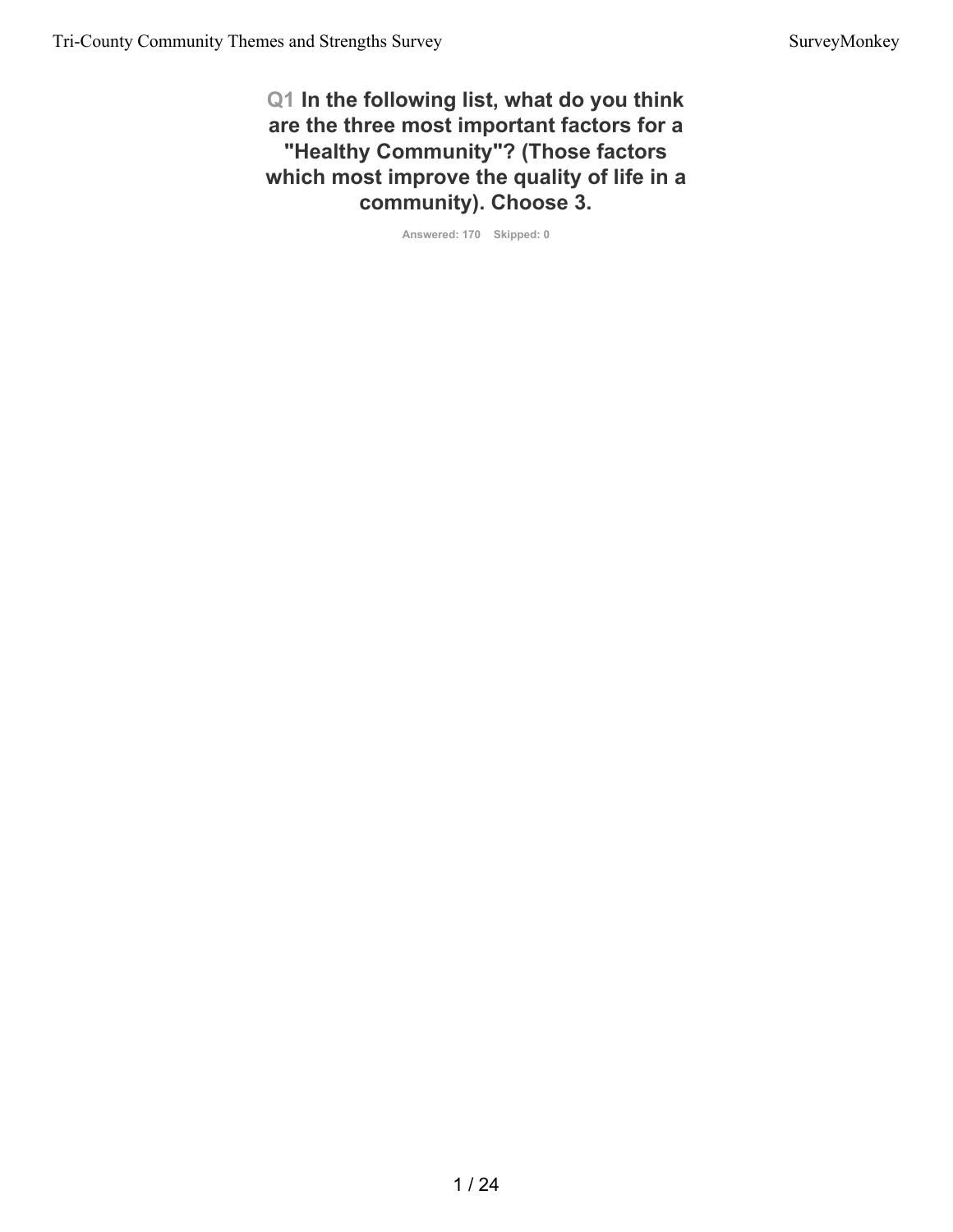## Q1 In the following list, what do you think are the three most important factors for a "Healthy Community"? (Those factors which most improve the quality of life in a community). Choose 3.

Answered: 170 Skipped: 0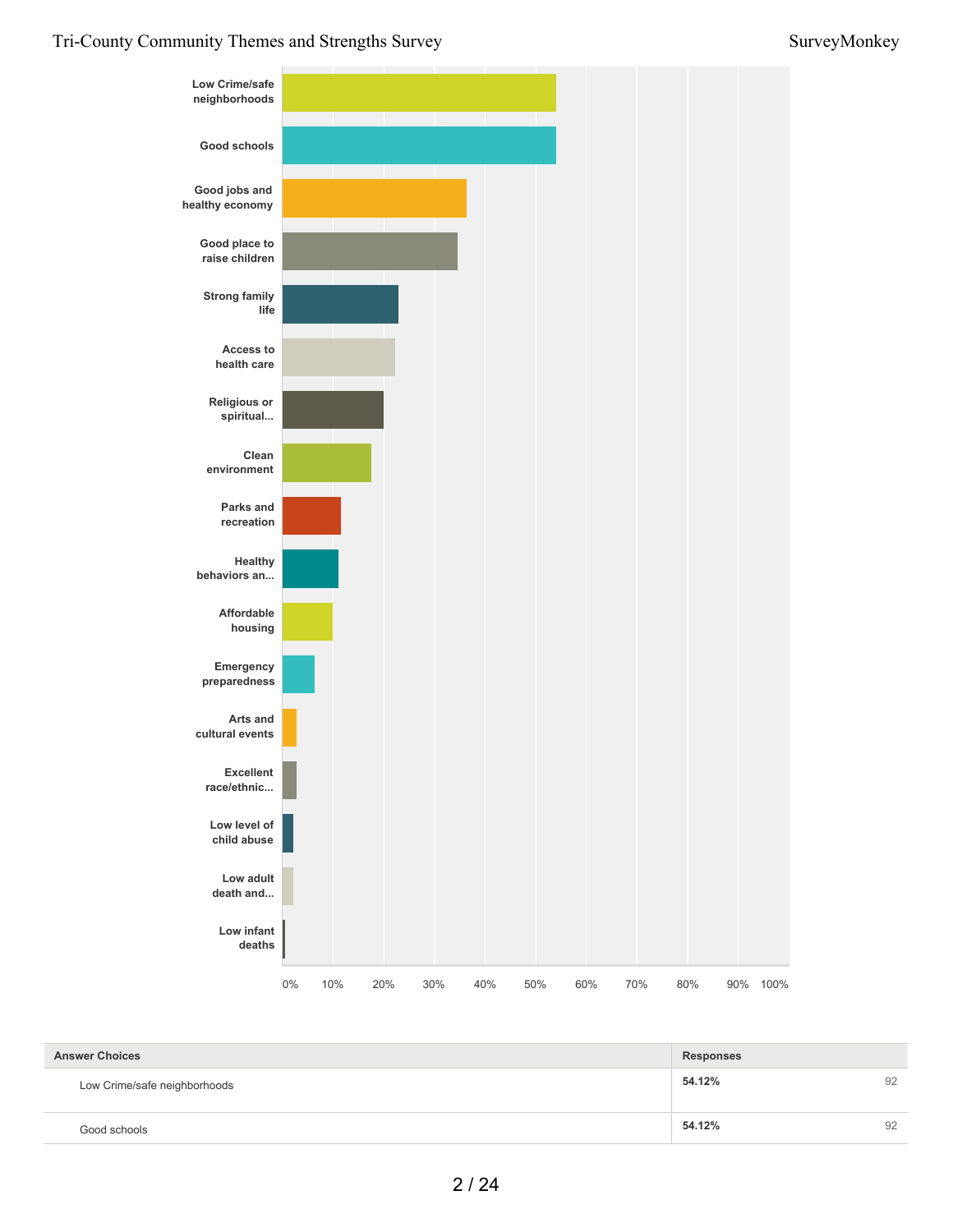Low Crime/safe neighborhoods

Good schools

Good jobs and healthy economy

Good place to raise children

Strong family life

Access to health care

Religious or spiritual...

Clean environment

Parks and recreation

Healthy behaviors an...

Affordable housing

Emergency preparedness

Arts and cultural events

Excellent race/ethnic...

Low level of child abuse

Low adult death and...

Low infant deaths

0% 10% 20% 30% 40% 50% 60% 70% 80% 90% 100%

| Answer Choices | Responses | |
|---|---|---|
| Low Crime/safe neighborhoods | **54.12%** | 92 |
| Good schools | **54.12%** | 92 |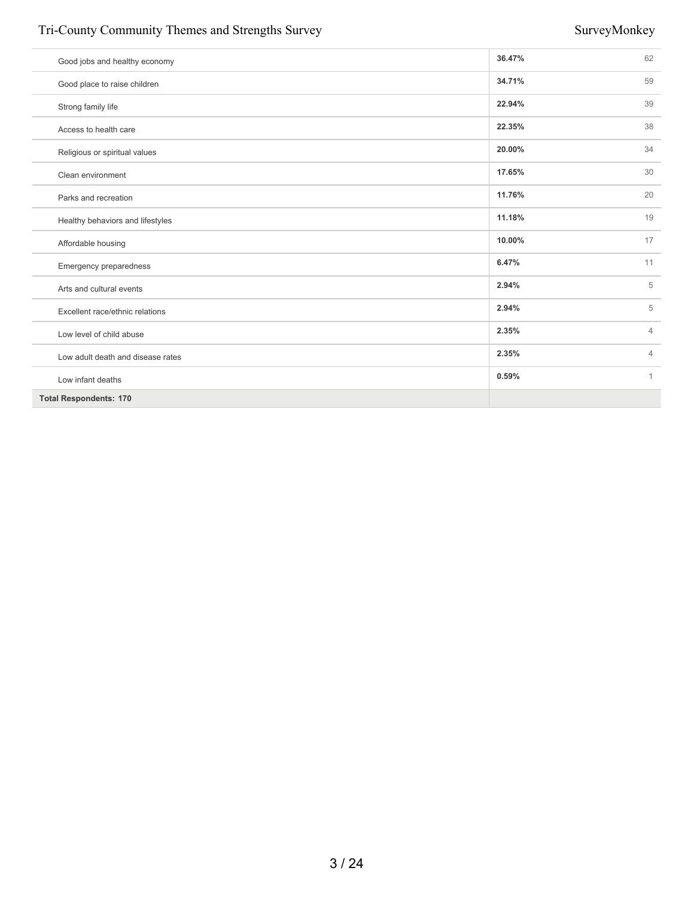| | | |
|---|---|---|
| Good jobs and healthy economy | **36.47%** | 62 |
| Good place to raise children | **34.71%** | 59 |
| Strong family life | **22.94%** | 39 |
| Access to health care | **22.35%** | 38 |
| Religious or spiritual values | **20.00%** | 34 |
| Clean environment | **17.65%** | 30 |
| Parks and recreation | **11.76%** | 20 |
| Healthy behaviors and lifestyles | **11.18%** | 19 |
| Affordable housing | **10.00%** | 17 |
| Emergency preparedness | **6.47%** | 11 |
| Arts and cultural events | **2.94%** | 5 |
| Excellent race/ethnic relations | **2.94%** | 5 |
| Low level of child abuse | **2.35%** | 4 |
| Low adult death and disease rates | **2.35%** | 4 |
| Low infant deaths | **0.59%** | 1 |
| **Total Respondents: 170** | | |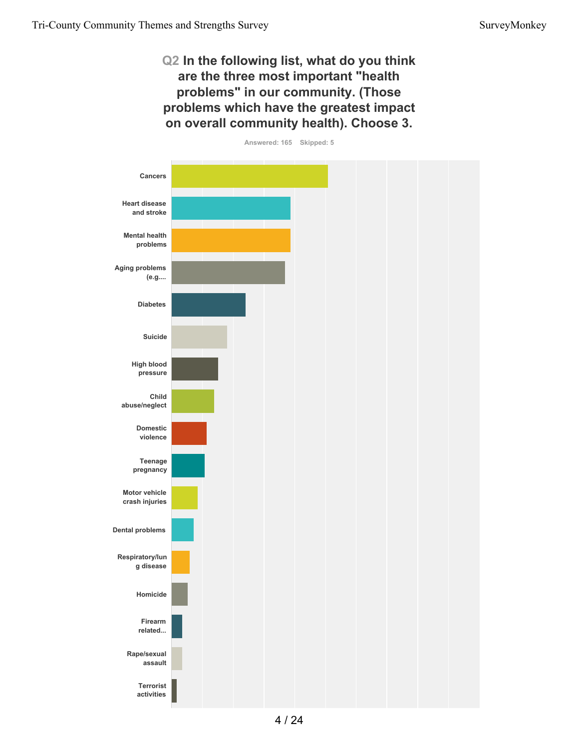## Q2 In the following list, what do you think are the three most important "health problems" in our community. (Those problems which have the greatest impact on overall community health). Choose 3.

Answered: 165 Skipped: 5

- Cancers
- Heart disease and stroke
- Mental health problems
- Aging problems (e.g....
- Diabetes
- Suicide
- High blood pressure
- Child abuse/neglect
- Domestic violence
- Teenage pregnancy
- Motor vehicle crash injuries
- Dental problems
- Respiratory/lung disease
- Homicide
- Firearm related...
- Rape/sexual assault
- Terrorist activities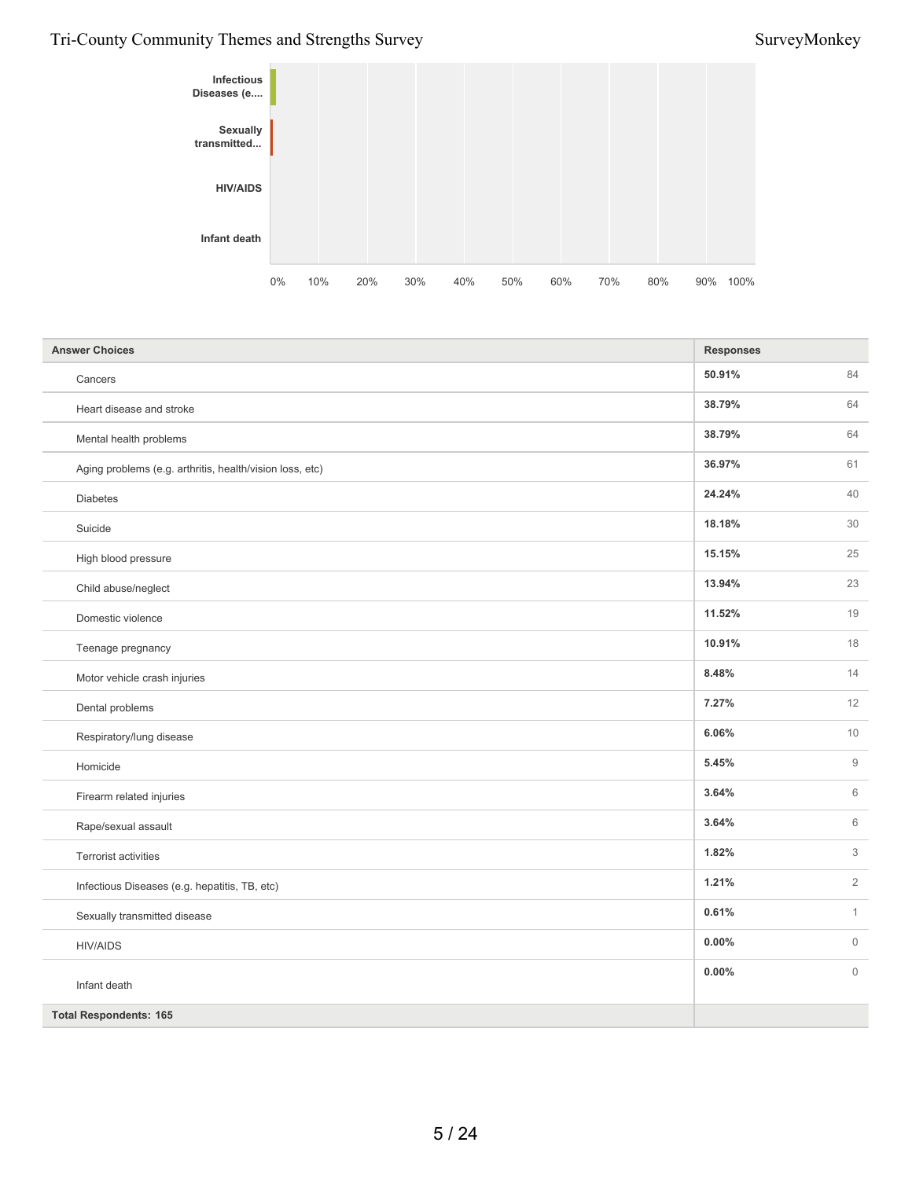| Answer Choices | Responses | |
|---|---|---|
| Cancers | 50.91% | 84 |
| Heart disease and stroke | 38.79% | 64 |
| Mental health problems | 38.79% | 64 |
| Aging problems (e.g. arthritis, health/vision loss, etc) | 36.97% | 61 |
| Diabetes | 24.24% | 40 |
| Suicide | 18.18% | 30 |
| High blood pressure | 15.15% | 25 |
| Child abuse/neglect | 13.94% | 23 |
| Domestic violence | 11.52% | 19 |
| Teenage pregnancy | 10.91% | 18 |
| Motor vehicle crash injuries | 8.48% | 14 |
| Dental problems | 7.27% | 12 |
| Respiratory/lung disease | 6.06% | 10 |
| Homicide | 5.45% | 9 |
| Firearm related injuries | 3.64% | 6 |
| Rape/sexual assault | 3.64% | 6 |
| Terrorist activities | 1.82% | 3 |
| Infectious Diseases (e.g. hepatitis, TB, etc) | 1.21% | 2 |
| Sexually transmitted disease | 0.61% | 1 |
| HIV/AIDS | 0.00% | 0 |
| Infant death | 0.00% | 0 |
| **Total Respondents: 165** | | |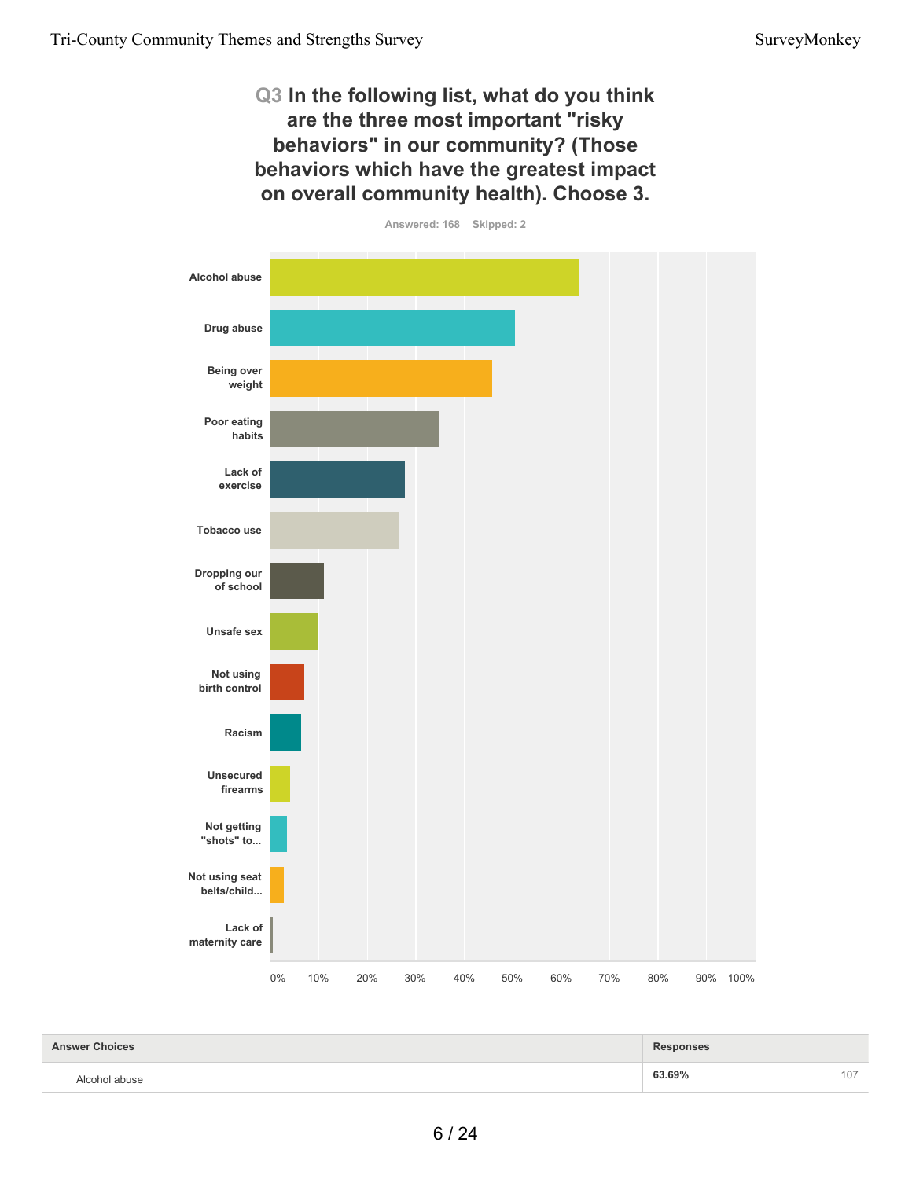## Q3 In the following list, what do you think are the three most important "risky behaviors" in our community? (Those behaviors which have the greatest impact on overall community health). Choose 3.

Answered: 168 Skipped: 2

Alcohol abuse

Drug abuse

Being over weight

Poor eating habits

Lack of exercise

Tobacco use

Dropping our of school

Unsafe sex

Not using birth control

Racism

Unsecured firearms

Not getting "shots" to...

Not using seat belts/child...

Lack of maternity care

0% 10% 20% 30% 40% 50% 60% 70% 80% 90% 100%

| Answer Choices | Responses | |
|---|---|---|
| Alcohol abuse | **63.69%** | 107 |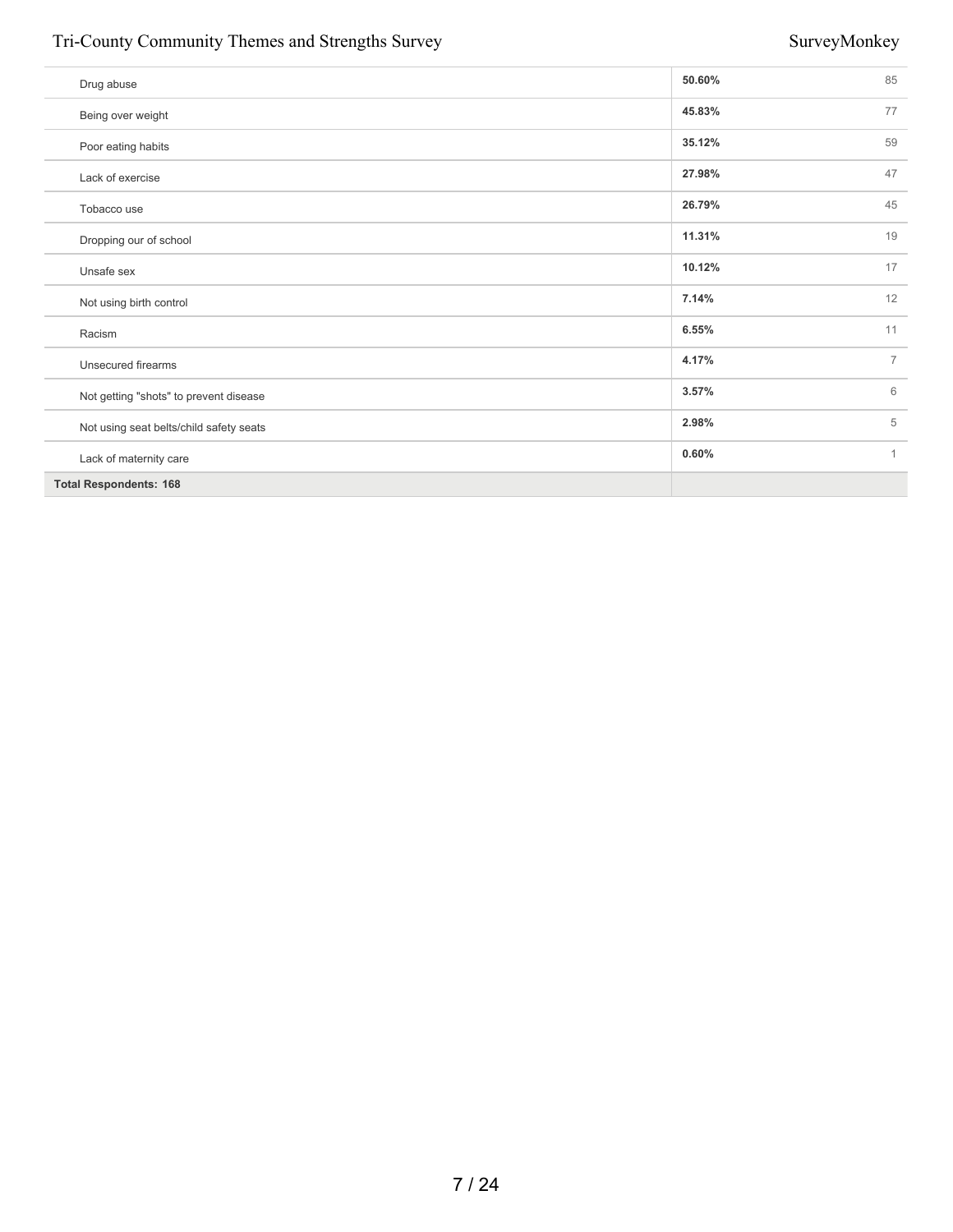| | | |
|---|---|---|
| Drug abuse | **50.60%** | 85 |
| Being over weight | **45.83%** | 77 |
| Poor eating habits | **35.12%** | 59 |
| Lack of exercise | **27.98%** | 47 |
| Tobacco use | **26.79%** | 45 |
| Dropping our of school | **11.31%** | 19 |
| Unsafe sex | **10.12%** | 17 |
| Not using birth control | **7.14%** | 12 |
| Racism | **6.55%** | 11 |
| Unsecured firearms | **4.17%** | 7 |
| Not getting "shots" to prevent disease | **3.57%** | 6 |
| Not using seat belts/child safety seats | **2.98%** | 5 |
| Lack of maternity care | **0.60%** | 1 |
| **Total Respondents: 168** | | |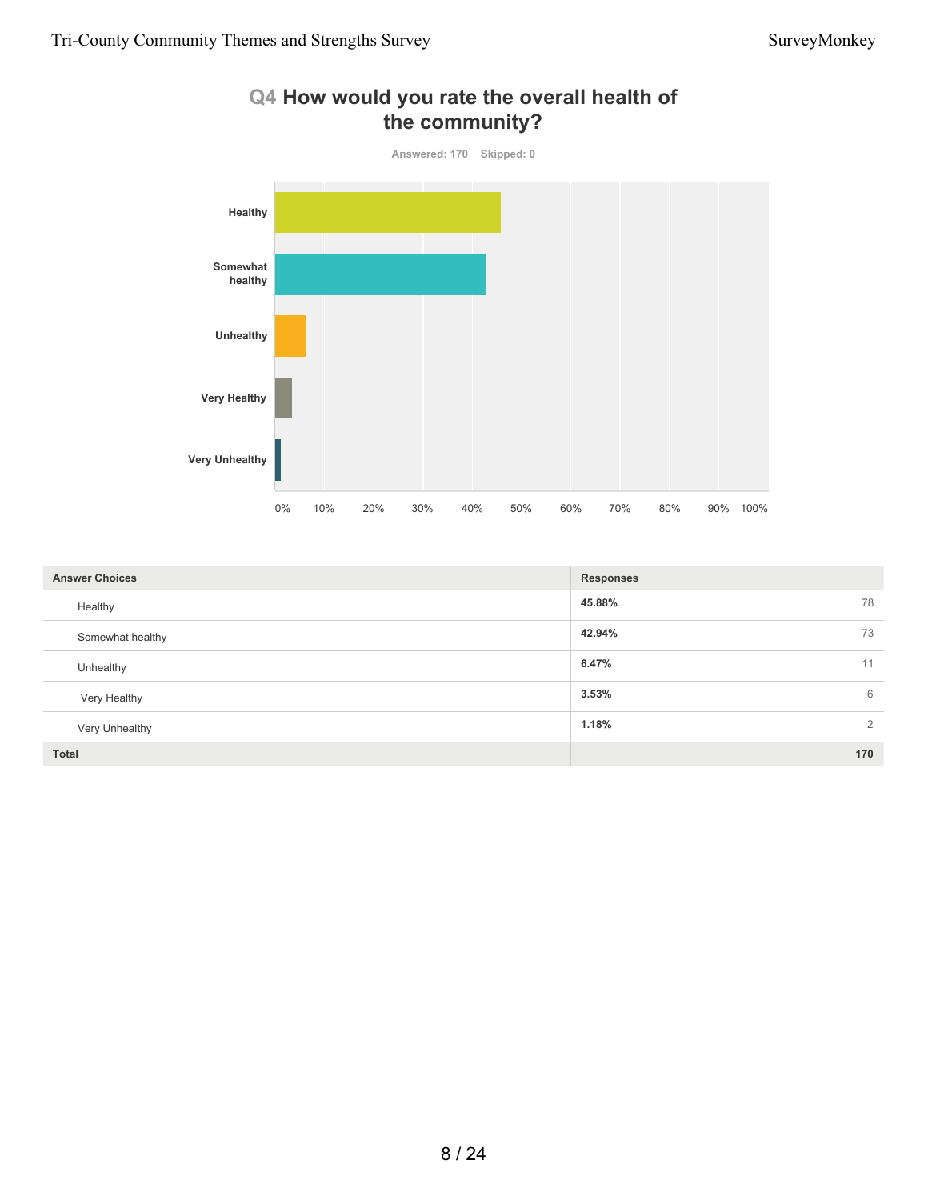## Q4 How would you rate the overall health of the community?

Answered: 170 Skipped: 0

| Answer Choices | Responses | |
|---|---|---|
| Healthy | 45.88% | 78 |
| Somewhat healthy | 42.94% | 73 |
| Unhealthy | 6.47% | 11 |
| Very Healthy | 3.53% | 6 |
| Very Unhealthy | 1.18% | 2 |
| **Total** | | **170** |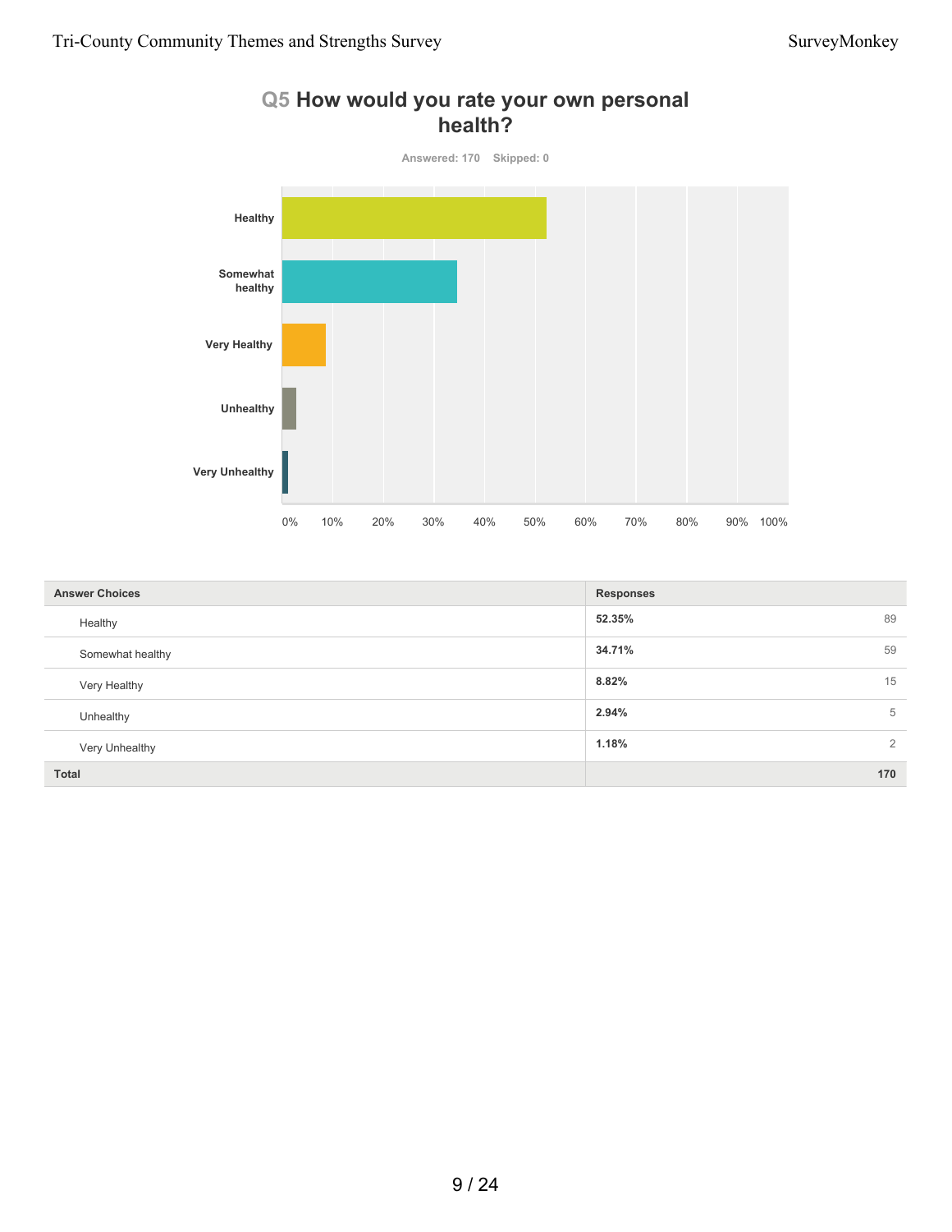## Q5 How would you rate your own personal health?

Answered: 170 Skipped: 0

| Answer Choices | Responses | |
|---|---|---|
| Healthy | 52.35% | 89 |
| Somewhat healthy | 34.71% | 59 |
| Very Healthy | 8.82% | 15 |
| Unhealthy | 2.94% | 5 |
| Very Unhealthy | 1.18% | 2 |
| **Total** | | **170** |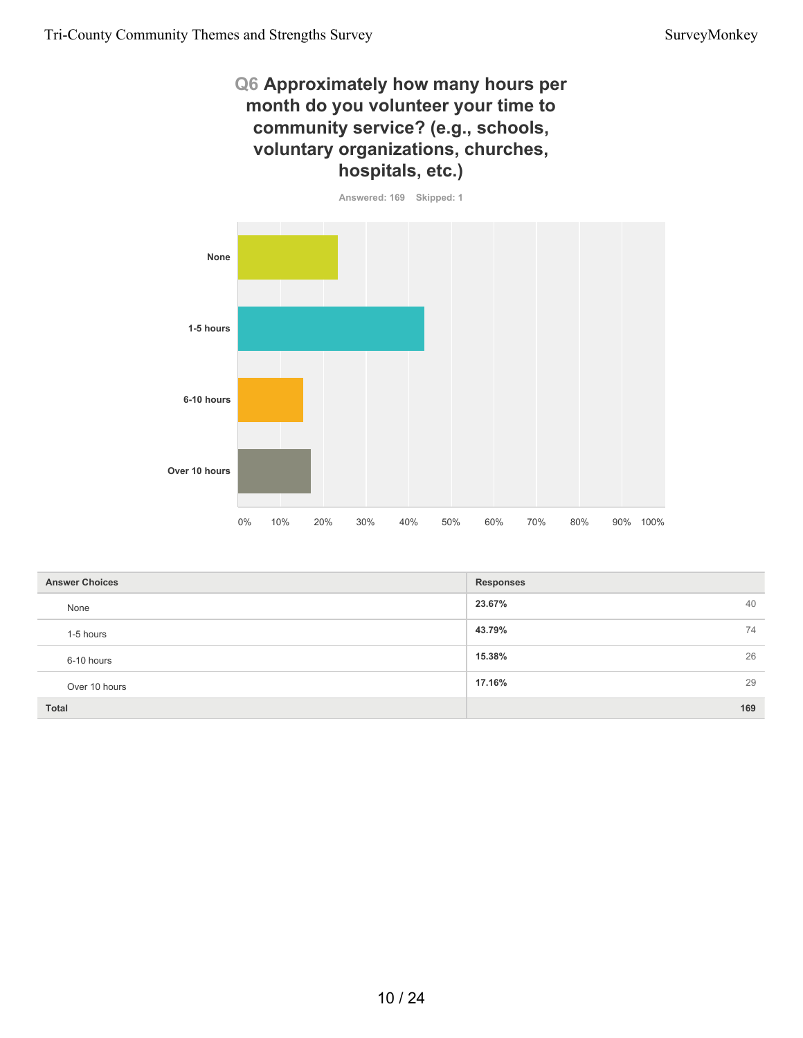## Q6 Approximately how many hours per month do you volunteer your time to community service? (e.g., schools, voluntary organizations, churches, hospitals, etc.)

Answered: 169 Skipped: 1

| Answer Choices | Responses | |
|---|---|---|
| None | 23.67% | 40 |
| 1-5 hours | 43.79% | 74 |
| 6-10 hours | 15.38% | 26 |
| Over 10 hours | 17.16% | 29 |
| **Total** | | **169** |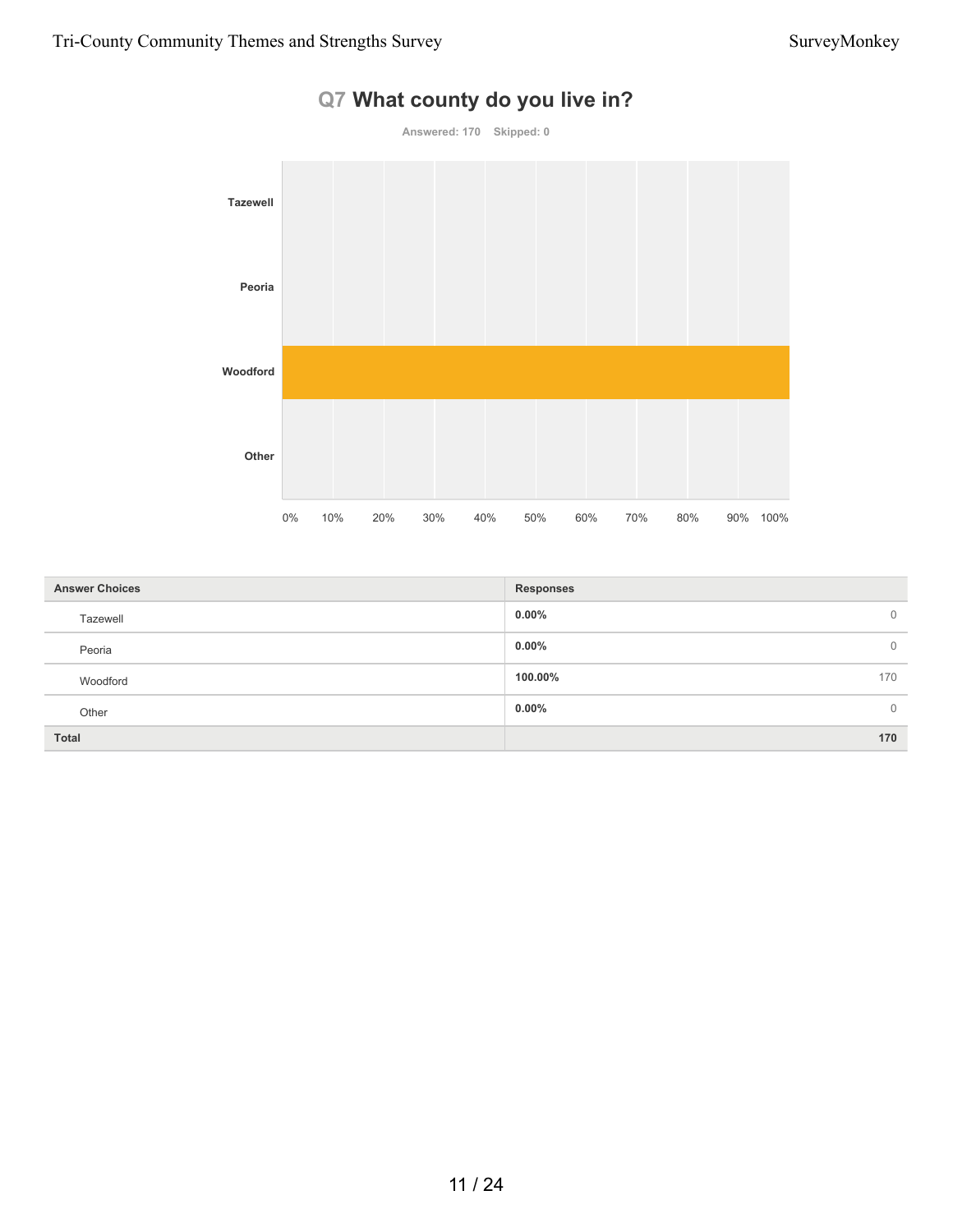## Q7 What county do you live in?

Answered: 170 Skipped: 0

| Answer Choices | Responses | |
|---|---|---|
| Tazewell | 0.00% | 0 |
| Peoria | 0.00% | 0 |
| Woodford | 100.00% | 170 |
| Other | 0.00% | 0 |
| **Total** | | **170** |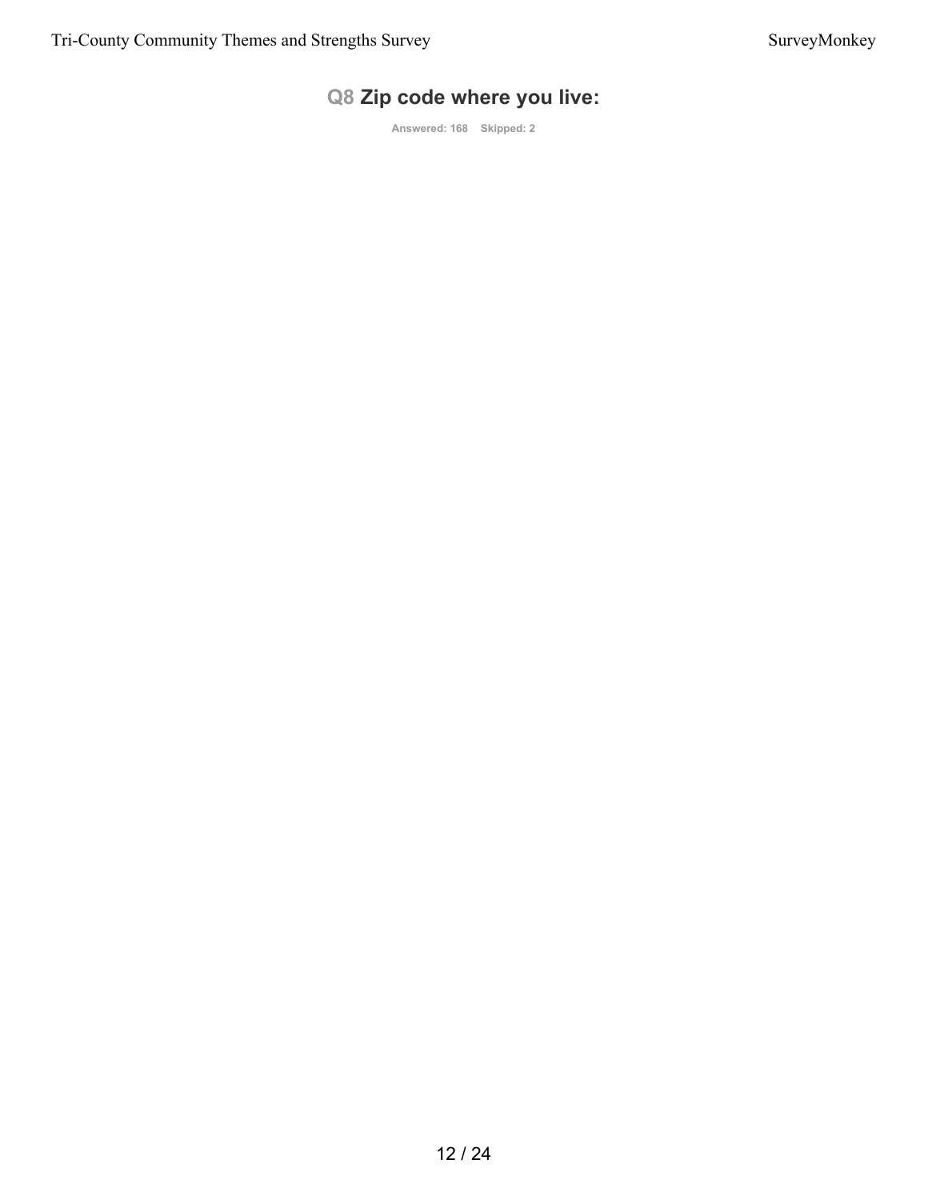## Q8 Zip code where you live:

Answered: 168 Skipped: 2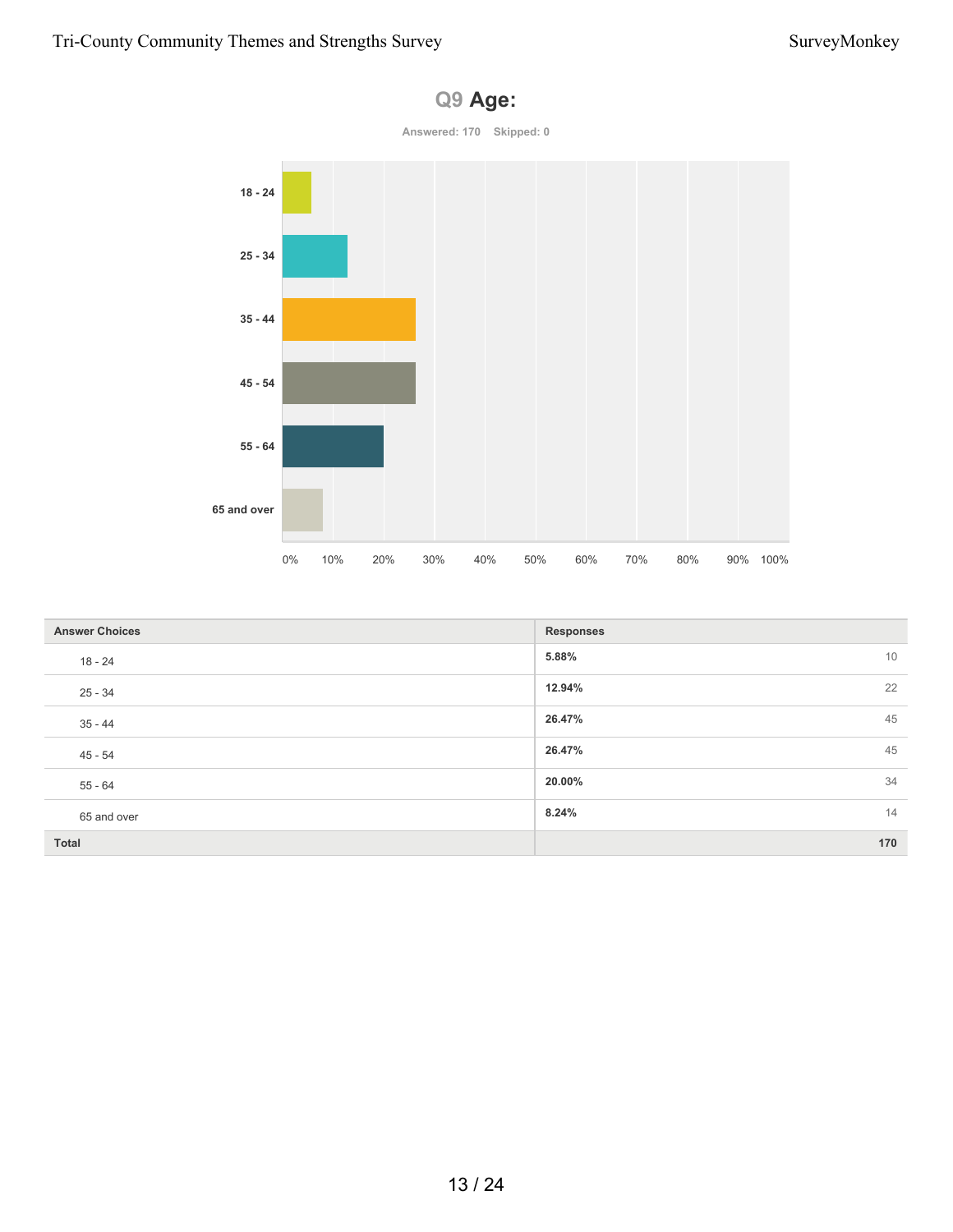## Q9 Age:

Answered: 170 Skipped: 0

| Answer Choices | Responses | |
|---|---|---|
| 18 - 24 | 5.88% | 10 |
| 25 - 34 | 12.94% | 22 |
| 35 - 44 | 26.47% | 45 |
| 45 - 54 | 26.47% | 45 |
| 55 - 64 | 20.00% | 34 |
| 65 and over | 8.24% | 14 |
| **Total** | | **170** |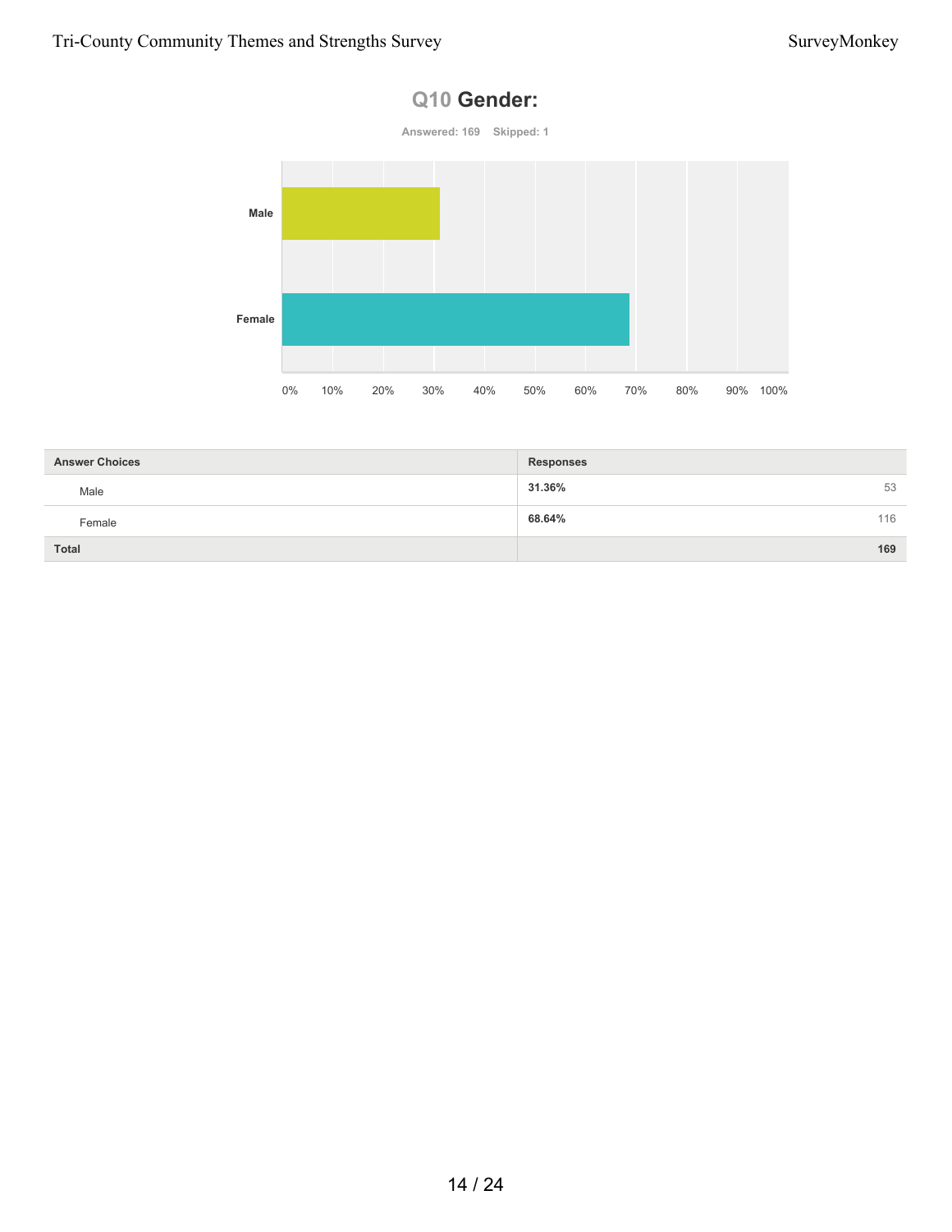## Q10 Gender:

Answered: 169 Skipped: 1

| Answer Choices | Responses | |
|---|---|---|
| Male | 31.36% | 53 |
| Female | 68.64% | 116 |
| **Total** | | **169** |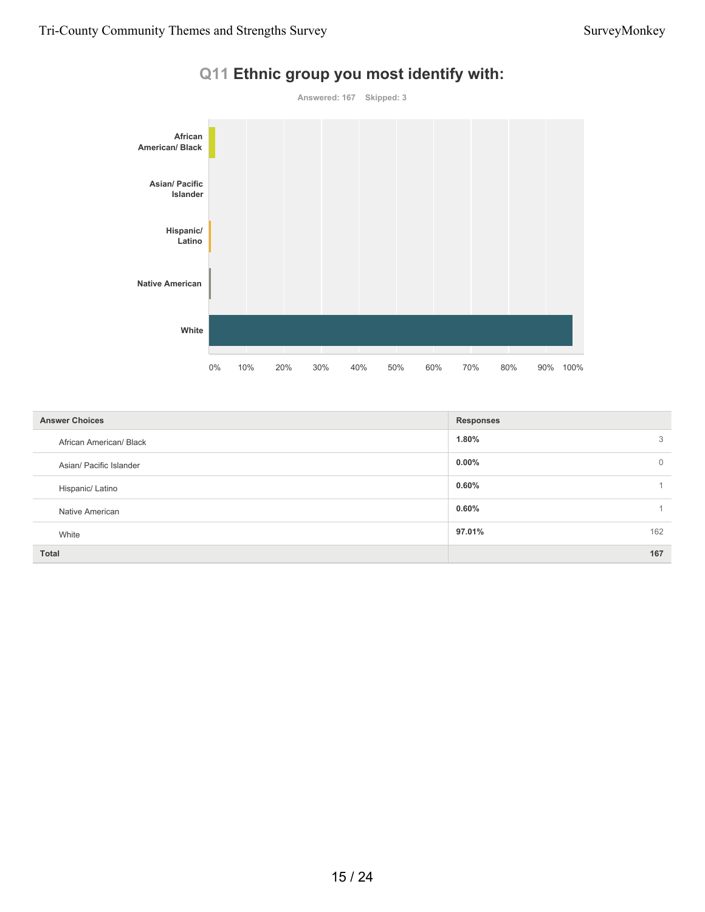## Q11 Ethnic group you most identify with:

Answered: 167    Skipped: 3

| Answer Choices | Responses | |
|---|---|---|
| African American/ Black | 1.80% | 3 |
| Asian/ Pacific Islander | 0.00% | 0 |
| Hispanic/ Latino | 0.60% | 1 |
| Native American | 0.60% | 1 |
| White | 97.01% | 162 |
| **Total** | | **167** |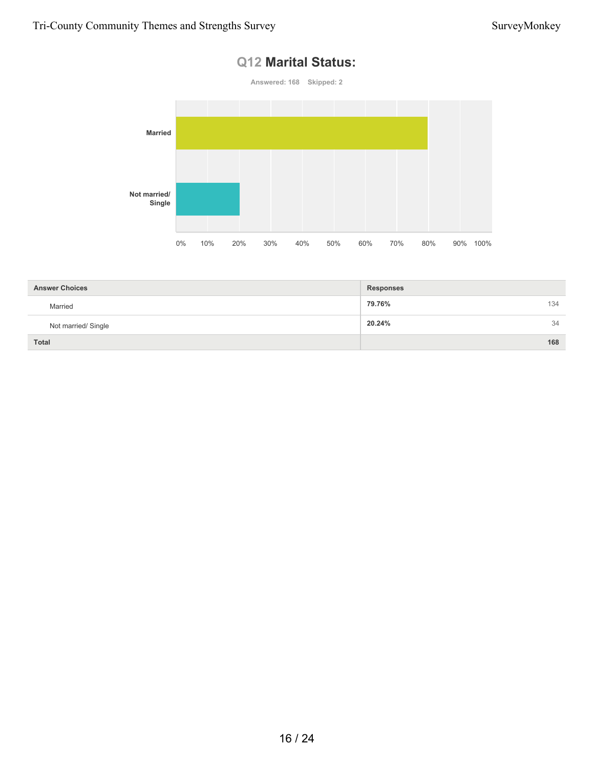## Q12 Marital Status:

Answered: 168 Skipped: 2

| Answer Choices | Responses | |
|---|---|---|
| Married | 79.76% | 134 |
| Not married/ Single | 20.24% | 34 |
| Total | | 168 |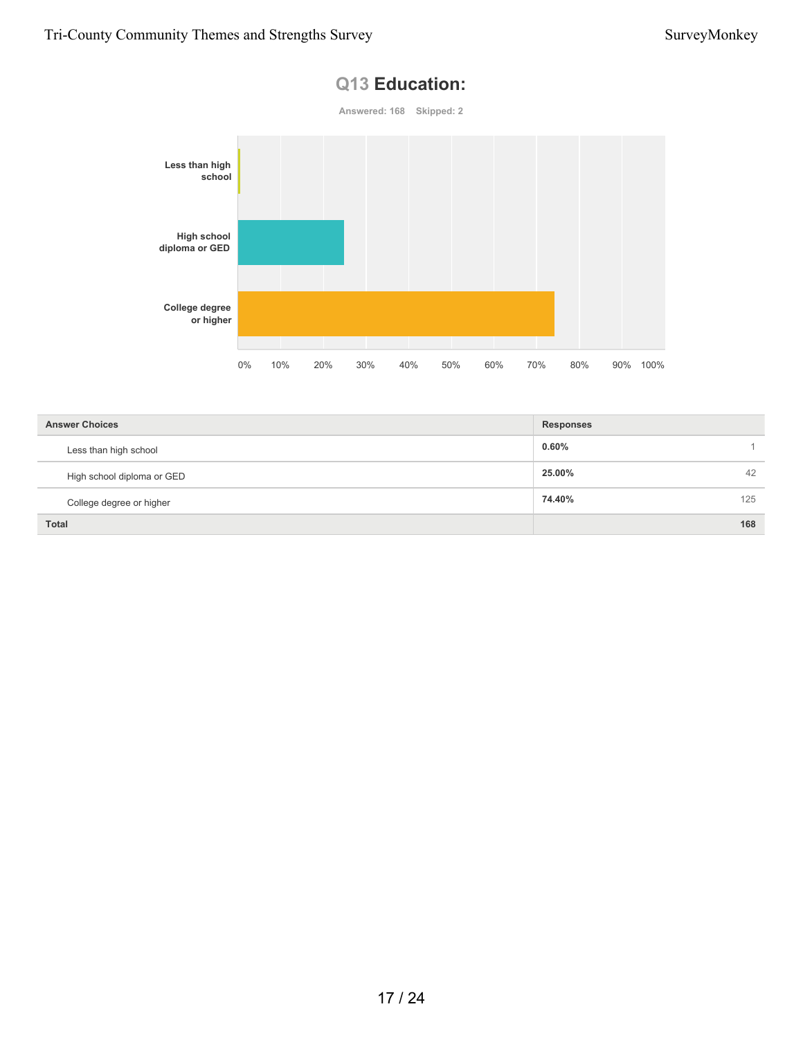## Q13 Education:

Answered: 168 Skipped: 2

| Answer Choices | Responses | |
|---|---|---|
| Less than high school | **0.60%** | 1 |
| High school diploma or GED | **25.00%** | 42 |
| College degree or higher | **74.40%** | 125 |
| **Total** | | **168** |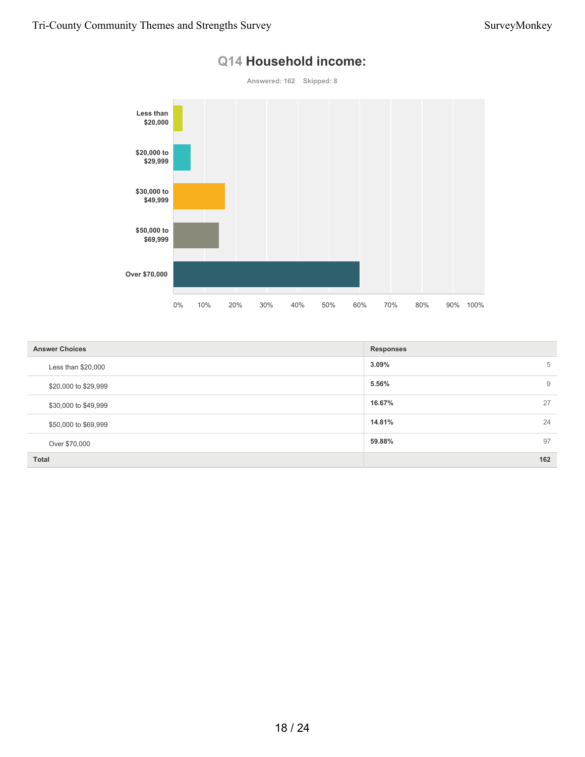## Q14 Household income:

Answered: 162 Skipped: 8

| Answer Choices | Responses | |
|---|---|---|
| Less than $20,000 | 3.09% | 5 |
| $20,000 to $29,999 | 5.56% | 9 |
| $30,000 to $49,999 | 16.67% | 27 |
| $50,000 to $69,999 | 14.81% | 24 |
| Over $70,000 | 59.88% | 97 |
| **Total** | | **162** |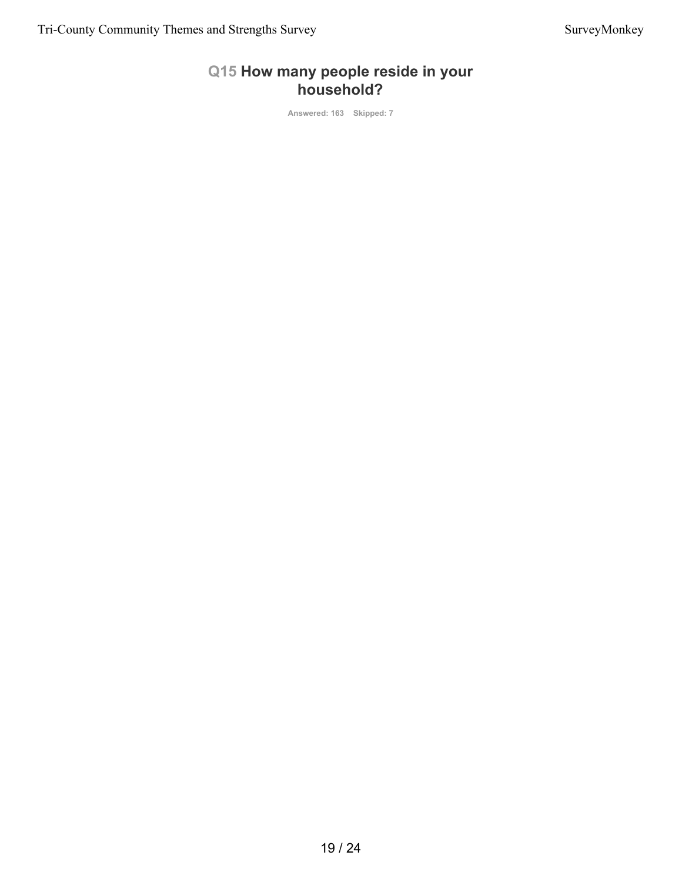## Q15 How many people reside in your household?

Answered: 163 Skipped: 7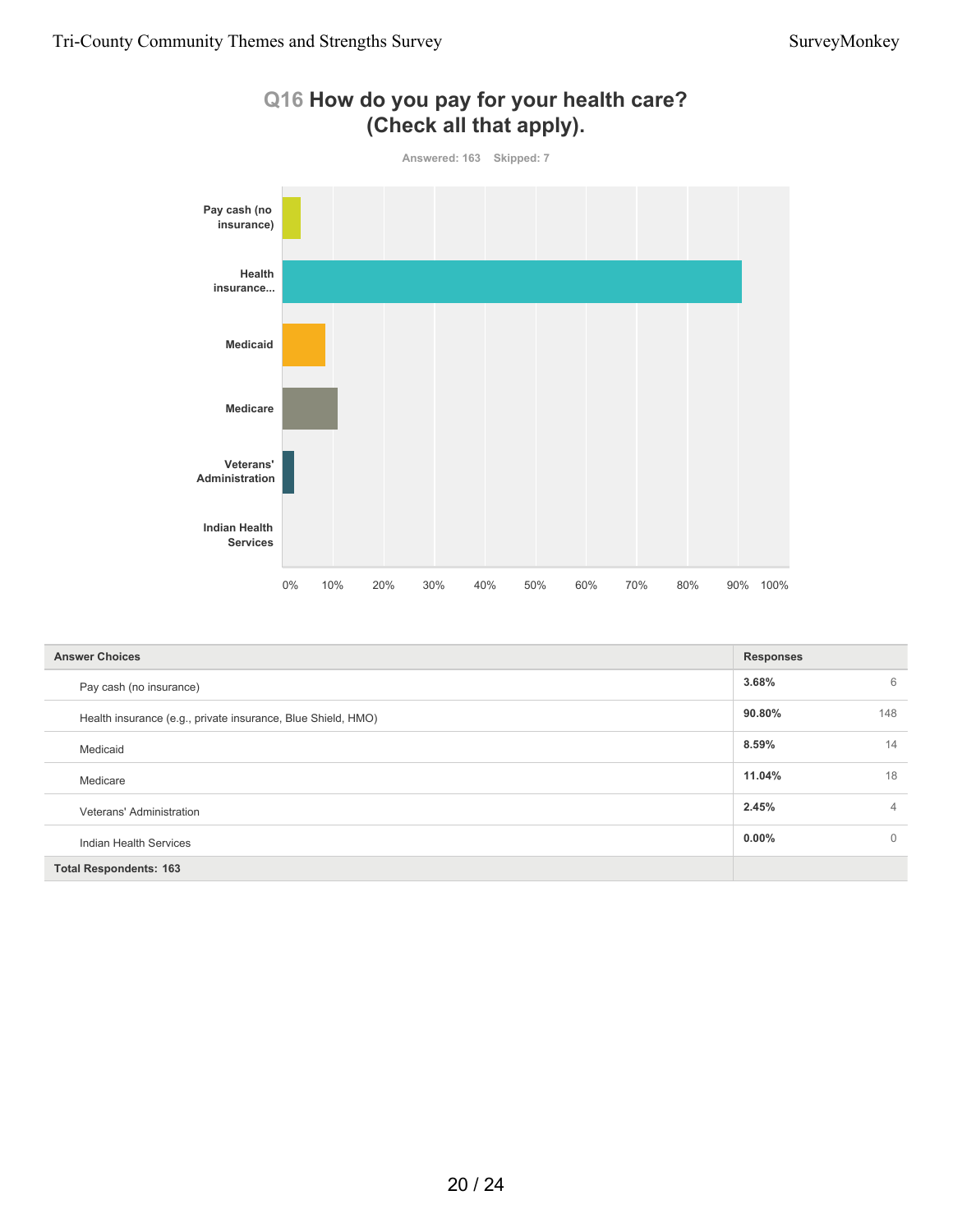## Q16 How do you pay for your health care? (Check all that apply).

Answered: 163 Skipped: 7

| Answer Choices | Responses | |
|---|---|---|
| Pay cash (no insurance) | 3.68% | 6 |
| Health insurance (e.g., private insurance, Blue Shield, HMO) | 90.80% | 148 |
| Medicaid | 8.59% | 14 |
| Medicare | 11.04% | 18 |
| Veterans' Administration | 2.45% | 4 |
| Indian Health Services | 0.00% | 0 |
| **Total Respondents: 163** | | |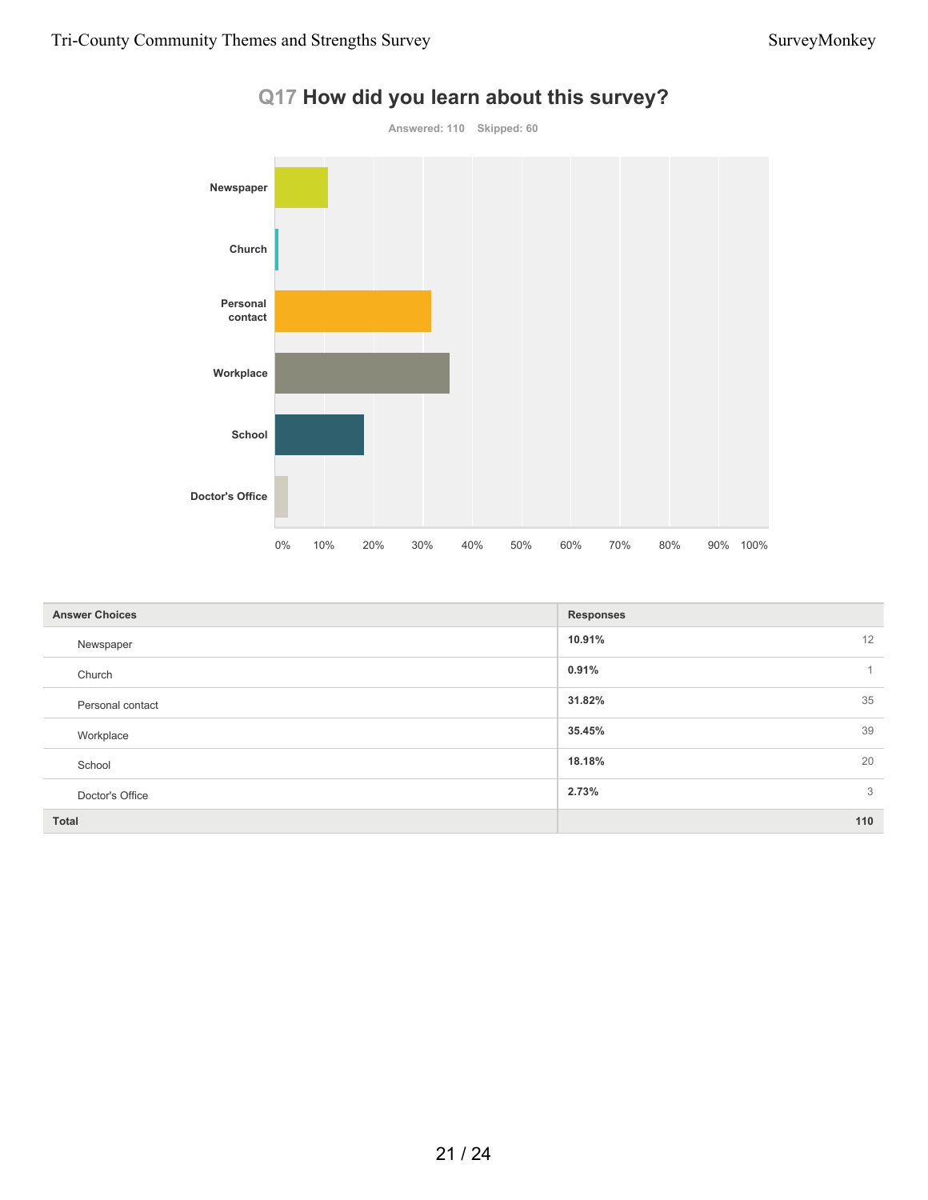## Q17 How did you learn about this survey?

Answered: 110 Skipped: 60

| Answer Choices | Responses | |
|---|---|---|
| Newspaper | 10.91% | 12 |
| Church | 0.91% | 1 |
| Personal contact | 31.82% | 35 |
| Workplace | 35.45% | 39 |
| School | 18.18% | 20 |
| Doctor's Office | 2.73% | 3 |
| **Total** | | **110** |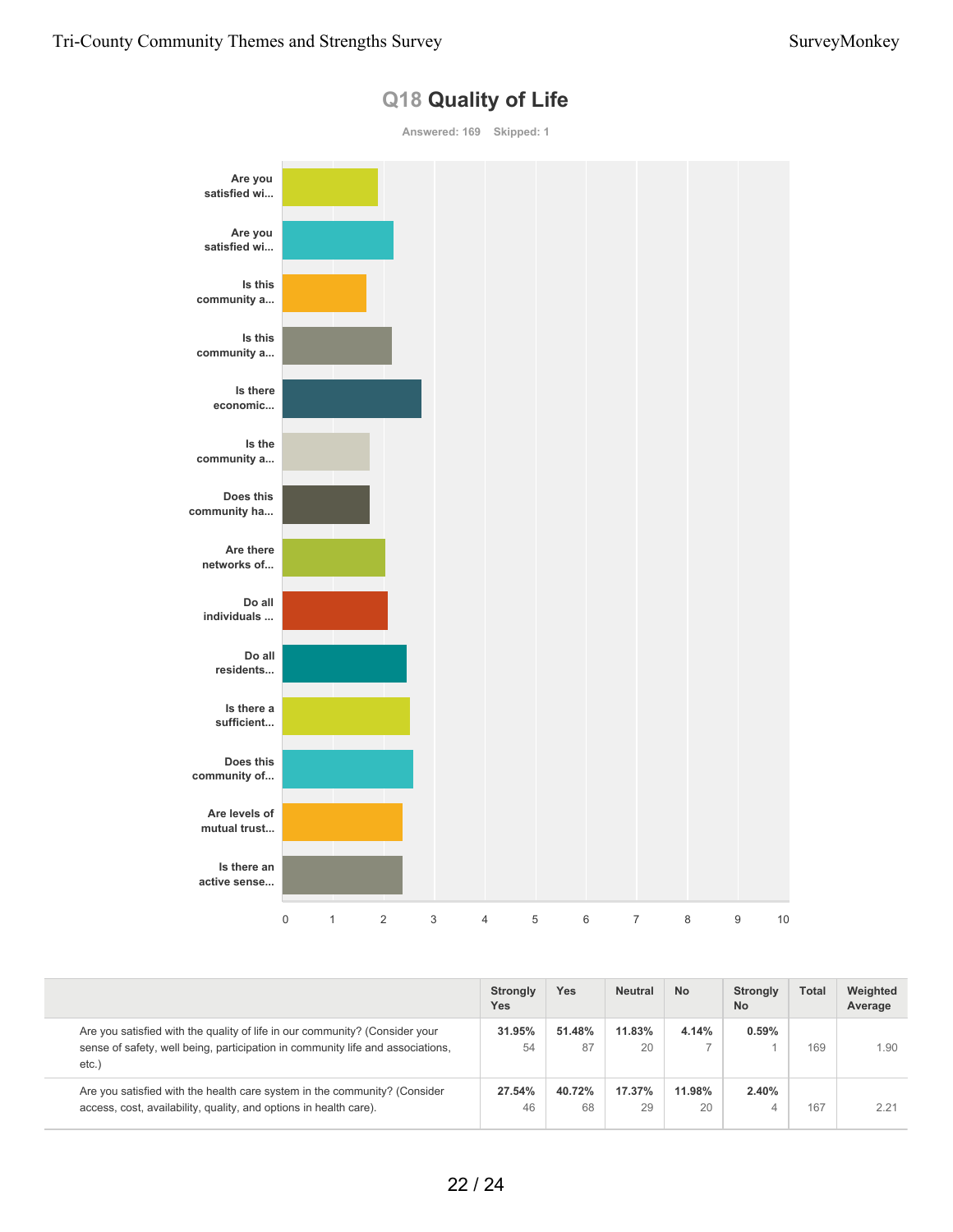# Q18 Quality of Life

Answered: 169 Skipped: 1

Are you satisfied wi...

Are you satisfied wi...

Is this community a...

Is this community a...

Is there economic...

Is the community a...

Does this community ha...

Are there networks of...

Do all individuals ...

Do all residents...

Is there a sufficient...

Does this community of...

Are levels of mutual trust...

Is there an active sense...

0 1 2 3 4 5 6 7 8 9 10

| | Strongly Yes | Yes | Neutral | No | Strongly No | Total | Weighted Average |
|---|---|---|---|---|---|---|---|
| Are you satisfied with the quality of life in our community? (Consider your sense of safety, well being, participation in community life and associations, etc.) | 31.95% 54 | 51.48% 87 | 11.83% 20 | 4.14% 7 | 0.59% 1 | 169 | 1.90 |
| Are you satisfied with the health care system in the community? (Consider access, cost, availability, quality, and options in health care). | 27.54% 46 | 40.72% 68 | 17.37% 29 | 11.98% 20 | 2.40% 4 | 167 | 2.21 |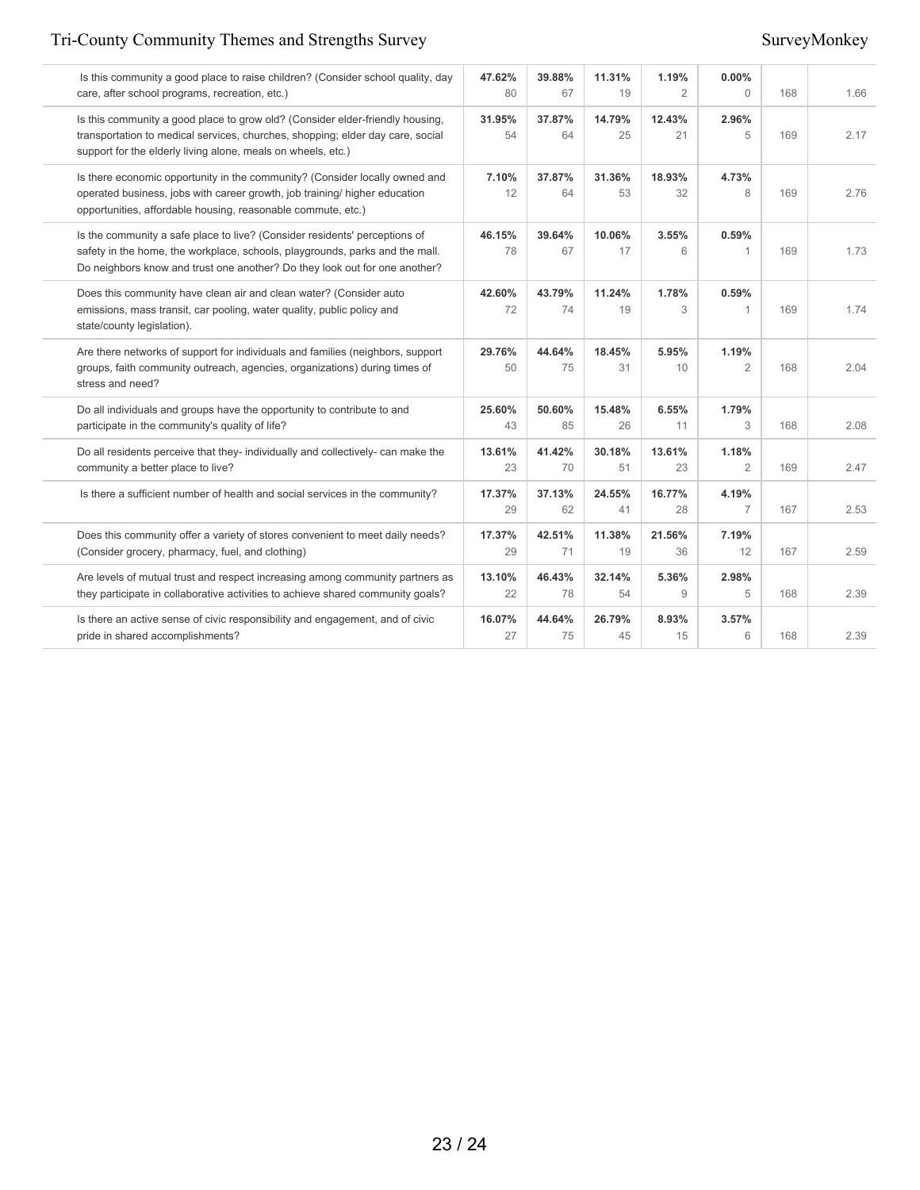| | | | | | | | |
|---|---|---|---|---|---|---|---|
| Is this community a good place to raise children? (Consider school quality, day care, after school programs, recreation, etc.) | **47.62%** 80 | **39.88%** 67 | **11.31%** 19 | **1.19%** 2 | **0.00%** 0 | 168 | 1.66 |
| Is this community a good place to grow old? (Consider elder-friendly housing, transportation to medical services, churches, shopping; elder day care, social support for the elderly living alone, meals on wheels, etc.) | **31.95%** 54 | **37.87%** 64 | **14.79%** 25 | **12.43%** 21 | **2.96%** 5 | 169 | 2.17 |
| Is there economic opportunity in the community? (Consider locally owned and operated business, jobs with career growth, job training/ higher education opportunities, affordable housing, reasonable commute, etc.) | **7.10%** 12 | **37.87%** 64 | **31.36%** 53 | **18.93%** 32 | **4.73%** 8 | 169 | 2.76 |
| Is the community a safe place to live? (Consider residents' perceptions of safety in the home, the workplace, schools, playgrounds, parks and the mall. Do neighbors know and trust one another? Do they look out for one another? | **46.15%** 78 | **39.64%** 67 | **10.06%** 17 | **3.55%** 6 | **0.59%** 1 | 169 | 1.73 |
| Does this community have clean air and clean water? (Consider auto emissions, mass transit, car pooling, water quality, public policy and state/county legislation). | **42.60%** 72 | **43.79%** 74 | **11.24%** 19 | **1.78%** 3 | **0.59%** 1 | 169 | 1.74 |
| Are there networks of support for individuals and families (neighbors, support groups, faith community outreach, agencies, organizations) during times of stress and need? | **29.76%** 50 | **44.64%** 75 | **18.45%** 31 | **5.95%** 10 | **1.19%** 2 | 168 | 2.04 |
| Do all individuals and groups have the opportunity to contribute to and participate in the community's quality of life? | **25.60%** 43 | **50.60%** 85 | **15.48%** 26 | **6.55%** 11 | **1.79%** 3 | 168 | 2.08 |
| Do all residents perceive that they- individually and collectively- can make the community a better place to live? | **13.61%** 23 | **41.42%** 70 | **30.18%** 51 | **13.61%** 23 | **1.18%** 2 | 169 | 2.47 |
| Is there a sufficient number of health and social services in the community? | **17.37%** 29 | **37.13%** 62 | **24.55%** 41 | **16.77%** 28 | **4.19%** 7 | 167 | 2.53 |
| Does this community offer a variety of stores convenient to meet daily needs? (Consider grocery, pharmacy, fuel, and clothing) | **17.37%** 29 | **42.51%** 71 | **11.38%** 19 | **21.56%** 36 | **7.19%** 12 | 167 | 2.59 |
| Are levels of mutual trust and respect increasing among community partners as they participate in collaborative activities to achieve shared community goals? | **13.10%** 22 | **46.43%** 78 | **32.14%** 54 | **5.36%** 9 | **2.98%** 5 | 168 | 2.39 |
| Is there an active sense of civic responsibility and engagement, and of civic pride in shared accomplishments? | **16.07%** 27 | **44.64%** 75 | **26.79%** 45 | **8.93%** 15 | **3.57%** 6 | 168 | 2.39 |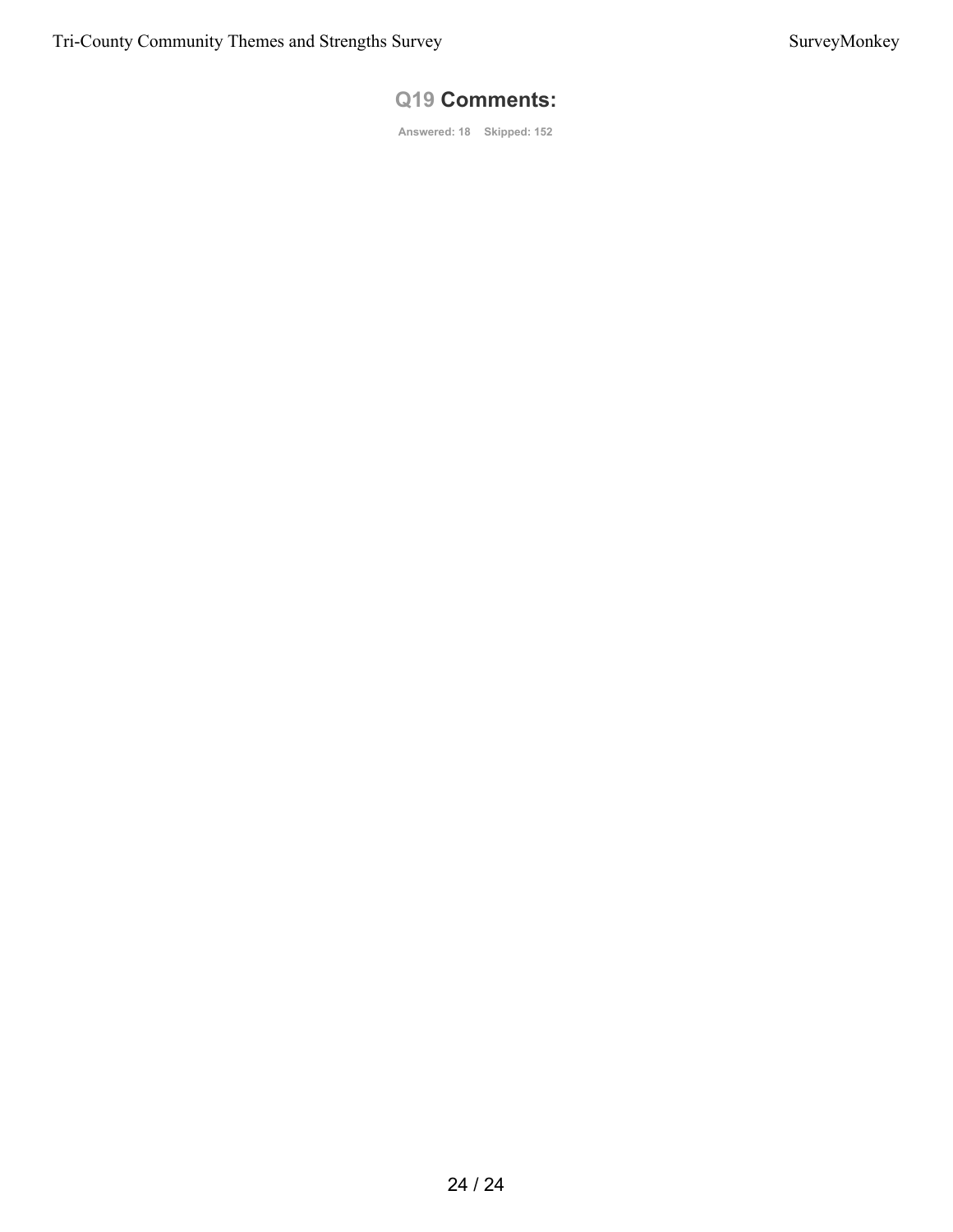## Q19 Comments:

Answered: 18 Skipped: 152